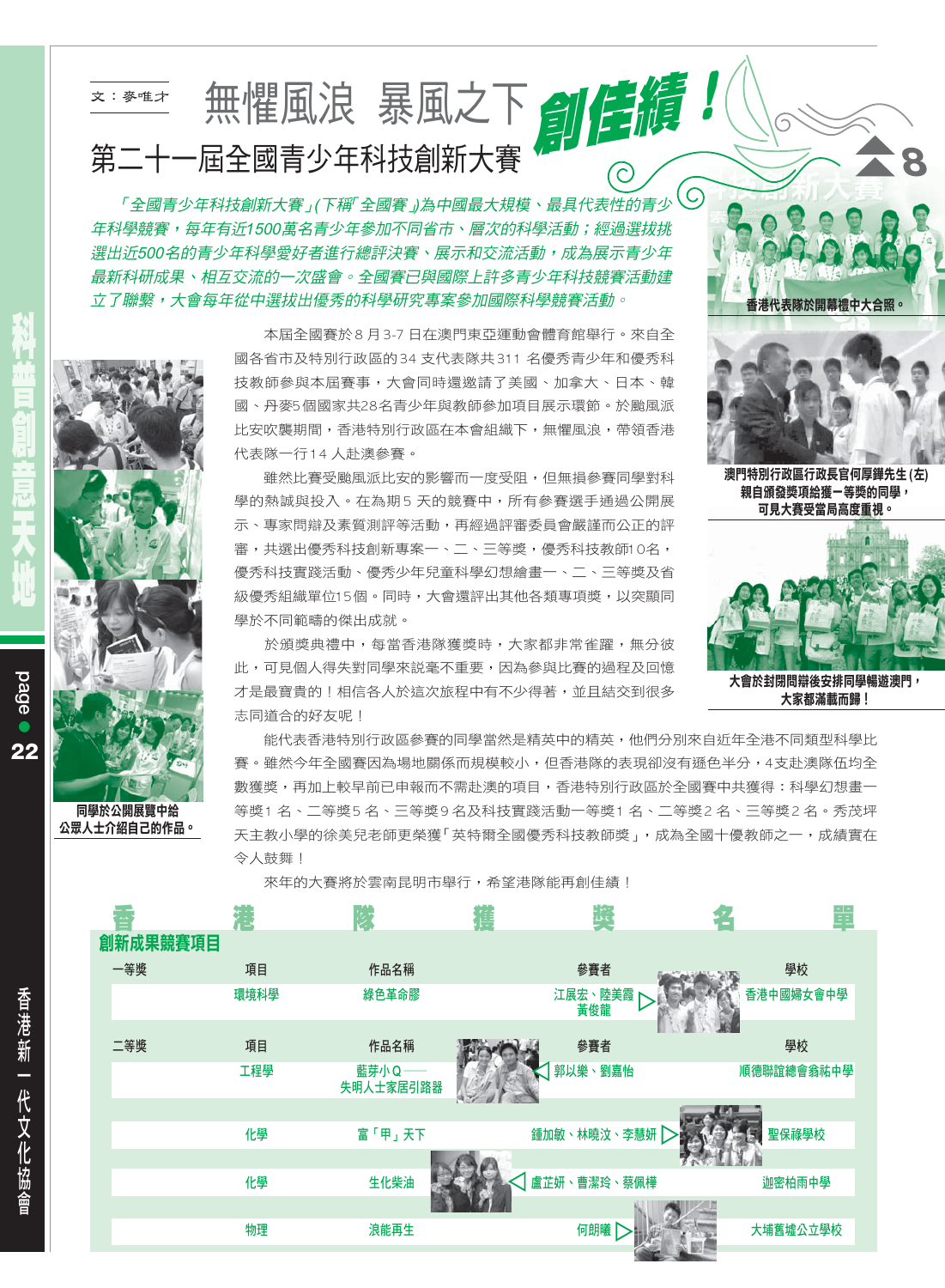文：麥唯才

# 無懼風浪 暴風之下 創佳績！

## 第二十一屆全國青少年科技創新大賽

*「全國青少年科技創新大賽」(下稱「全國賽」)為中國最大規模、最具代表性的青少年科學競賽，每年有近1500萬名青少年參加不同省市、層次的科學活動；經過選拔挑選出近500名的青少年科學愛好者進行總評決賽、展示和交流活動，成為展示青少年最新科研成果、相互交流的一次盛會。全國賽已與國際上許多青少年科技競賽活動建立了聯繫，大會每年從中選拔出優秀的科學研究專案參加國際科學競賽活動。*

本屆全國賽於８月3-7日在澳門東亞運動會體育館舉行。來自全國各省市區與特別行政區的34支代表隊共311名優秀青少年和優秀科技教師參與本屆賽事，大會同時還邀請了美國、加拿大、日本、韓國、丹麥5個國家共28名青少年與教師參加項目展示環節。於颱風派比安吹襲期間，香港特別行政區在本會組織下，無懼風浪，帶領香港代表隊一行14人赴澳參賽。

雖然比賽受颱風派比安的影響而一度受阻，但無損參賽同學對科學的熱誠與投入。在為期5天的競賽中，所有參賽選手通過公開展示、專家問辯及素質測評等活動，再經過評審委員會嚴謹而公正的評審，共選出優秀科技創新專案一、二、三等獎，優秀科技教師10名，優秀科技實踐活動、優秀少年兒童科學幻想繪畫一、二、三等獎及省級優秀組織單位15個。同時，大會還評出其他各類專項獎，以突顯同學於不同範疇的傑出成就。

於頒獎典禮中，每當香港隊獲獎時，大家都非常雀躍，無分彼此，可見個人得失對同學來說毫不重要，因為參與比賽的過程及回憶才是最寶貴的！相信各人於這次旅程中有不少得著，並且結交到很多志同道合的好友呢！

能代表香港特別行政區參賽的同學當然是精英中的精英，他們分別來自近年全港不同類型科學比賽。雖然今年全國賽因為場地關係而規模較小，但香港隊的表現卻沒有遜色半分，4支赴澳隊伍均全數獲獎，再加上較早前已申報而不需赴澳的項目，香港特別行政區於全國賽中共獲得：科學幻想畫一等獎1名、二等獎5名、三等獎9名及科技實踐活動一等獎1名、二等獎2名、三等獎2名。秀茂坪天主教小學的徐美兒老師更榮獲「英特爾全國優秀科技教師獎」，成為全國十優教師之一，成績實在令人鼓舞！

來年的大賽將於雲南昆明市舉行，希望港隊能再創佳績！

香港代表隊於開幕禮中大合照。

澳門特別行政區行政長官何厚鏵先生(左)親自頒發獎項給獲一等獎的同學，可見大賽受當局高度重視。

大會於封閉問辯後安排同學暢遊澳門，大家都滿載而歸！

同學於公開展覽中給公眾人士介紹自己的作品。

## 香港隊獲獎名單

### 創新成果競賽項目

| 獎項 | 項目 | 作品名稱 | 參賽者 | 學校 |
|---|---|---|---|---|
| 一等獎 | 環境科學 | 綠色革命膠 | 江展宏、陸美霞、黃俊龍 | 香港中國婦女會中學 |
| 二等獎 | 工程學 | 藍芽小Q——失明人士家居引路器 | 郭以樂、劉嘉怡 | 順德聯誼總會翁祐中學 |
| | 化學 | 富「甲」天下 | 鍾加敏、林曉汶、李慧妍 | 聖保祿學校 |
| | 化學 | 生化柴油 | 盧芷妍、曹潔玲、蔡佩樺 | 迦密柏雨中學 |
| | 物理 | 浪能再生 | 何朗曦 | 大埔舊墟公立學校 |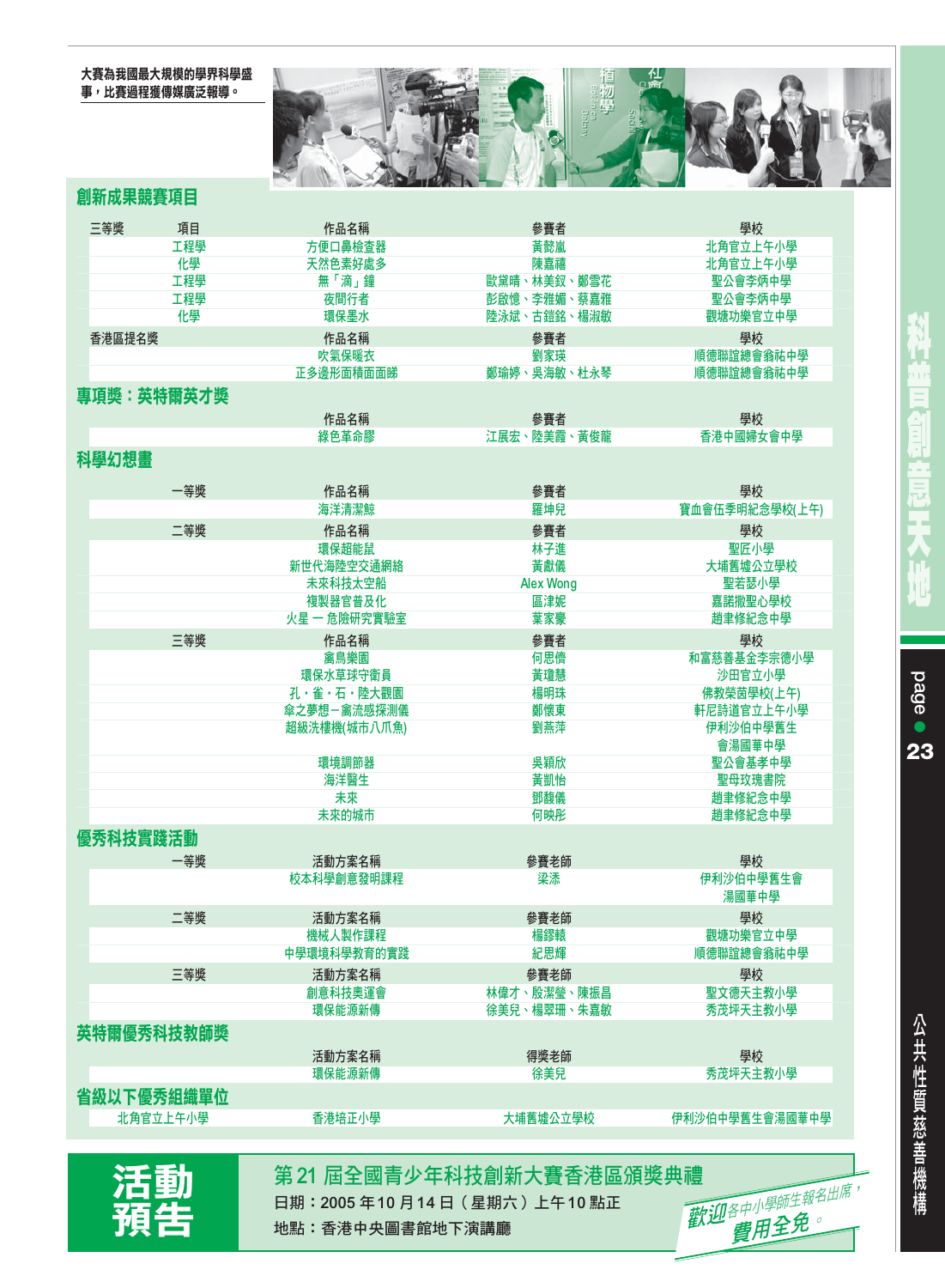大賽為我國最大規模的學界科學盛事，比賽過程獲傳媒廣泛報導。

## 創新成果競賽項目

| 三等獎 | 項目 | 作品名稱 | 參賽者 | 學校 |
|---|---|---|---|---|
| | 工程學 | 方便口鼻檢查器 | 黃懿嵐 | 北角官立上午小學 |
| | 化學 | 天然色素好處多 | 陳嘉禧 | 北角官立上午小學 |
| | 工程學 | 無「滴」鐘 | 歐黛晴、林美釵、鄭雪花 | 聖公會李炳中學 |
| | 工程學 | 夜間行者 | 彭啟憶、李雅媚、蔡嘉雅 | 聖公會李炳中學 |
| | 化學 | 環保墨水 | 陸泳斌、古鎧銘、楊淑敏 | 觀塘功樂官立中學 |

| 香港區提名獎 | 作品名稱 | 參賽者 | 學校 |
|---|---|---|---|
| | 吹氣保暖衣 | 劉家瑛 | 順德聯誼總會翁祐中學 |
| | 正多邊形面積面面睇 | 鄭瑜婷、吳海敏、杜永琴 | 順德聯誼總會翁祐中學 |

## 專項獎：英特爾英才獎

| 作品名稱 | 參賽者 | 學校 |
|---|---|---|
| 綠色革命膠 | 江展宏、陸美霞、黃俊龍 | 香港中國婦女會中學 |

## 科學幻想畫

| 一等獎 | 作品名稱 | 參賽者 | 學校 |
|---|---|---|---|
| | 海洋清潔鯨 | 羅坤兒 | 寶血會伍季明紀念學校(上午) |

| 二等獎 | 作品名稱 | 參賽者 | 學校 |
|---|---|---|---|
| | 環保超能鼠 | 林子進 | 聖匠小學 |
| | 新世代海陸空交通網絡 | 黃獻儀 | 大埔舊墟公立學校 |
| | 未來科技太空船 | Alex Wong | 聖若瑟小學 |
| | 複製器官普及化 | 區津妮 | 嘉諾撒聖心學校 |
| | 火星 — 危險研究實驗室 | 葉家豪 | 趙聿修紀念中學 |

| 三等獎 | 作品名稱 | 參賽者 | 學校 |
|---|---|---|---|
| | 禽鳥樂園 | 何思德 | 和富慈善基金李宗德小學 |
| | 環保水草球守衛員 | 黃瓊慧 | 沙田官立小學 |
| | 孔・雀・石・陸大觀園 | 楊明珠 | 佛教榮茵學校(上午) |
| | 傘之夢想－禽流感探測儀 | 鄭懷東 | 軒尼詩道官立上午小學 |
| | 超級洗樓機(城市八爪魚) | 劉燕萍 | 伊利沙伯中學舊生會湯國華中學 |
| | 環境調節器 | 吳穎欣 | 聖公會基孝中學 |
| | 海洋醫生 | 黃凱怡 | 聖母玫瑰書院 |
| | 未來 | 鄧馥儀 | 趙聿修紀念中學 |
| | 未來的城市 | 何映彤 | 趙聿修紀念中學 |

## 優秀科技實踐活動

| 一等獎 | 活動方案名稱 | 參賽老師 | 學校 |
|---|---|---|---|
| | 校本科學創意發明課程 | 梁添 | 伊利沙伯中學舊生會湯國華中學 |

| 二等獎 | 活動方案名稱 | 參賽老師 | 學校 |
|---|---|---|---|
| | 機械人製作課程 | 楊鏐�master | 觀塘功樂官立中學 |
| | 中學環境科學教育的實踐 | 紀思輝 | 順德聯誼總會翁祐中學 |

| 三等獎 | 活動方案名稱 | 參賽老師 | 學校 |
|---|---|---|---|
| | 創意科技奧運會 | 林偉才、殷潔瑩、陳振昌 | 聖文德天主教小學 |
| | 環保能源新傳 | 徐美兒、楊翠珊、朱嘉敏 | 秀茂坪天主教小學 |

## 英特爾優秀科技教師獎

| 活動方案名稱 | 得獎老師 | 學校 |
|---|---|---|
| 環保能源新傳 | 徐美兒 | 秀茂坪天主教小學 |

## 省級以下優秀組織單位

北角官立上午小學　香港培正小學　大埔舊墟公立學校　伊利沙伯中學舊生會湯國華中學

## 活動預告

**第 21 屆全國青少年科技創新大賽香港區頒獎典禮**

日期：2005 年 10 月 14 日（星期六）上午 10 點正

地點：香港中央圖書館地下演講廳

歡迎各中小學師生報名出席，費用全免。